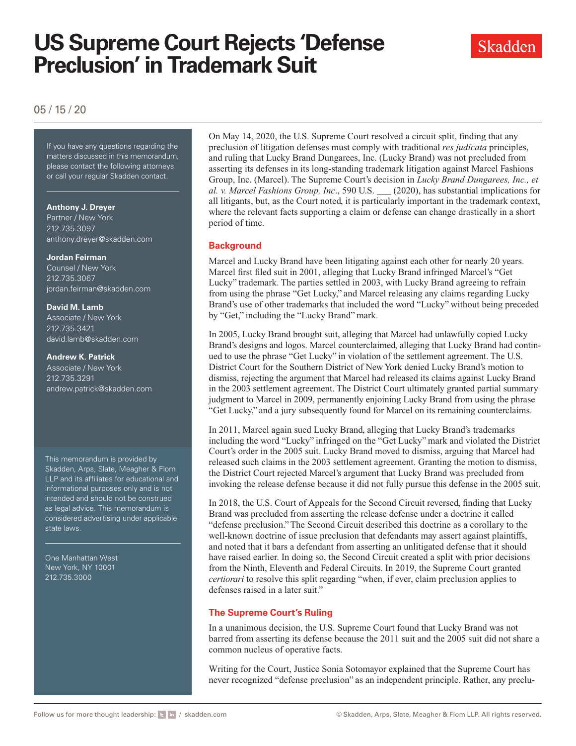# US Supreme Court Rejects 'Defense Preclusion' in Trademark Suit

Skadden

05 / 15 / 20

If you have any questions regarding the matters discussed in this memorandum, please contact the following attorneys or call your regular Skadden contact.

**Anthony J. Dreyer**
Partner / New York
212.735.3097
anthony.dreyer@skadden.com

**Jordan Feirman**
Counsel / New York
212.735.3067
jordan.feirman@skadden.com

**David M. Lamb**
Associate / New York
212.735.3421
david.lamb@skadden.com

**Andrew K. Patrick**
Associate / New York
212.735.3291
andrew.patrick@skadden.com

This memorandum is provided by Skadden, Arps, Slate, Meagher & Flom LLP and its affiliates for educational and informational purposes only and is not intended and should not be construed as legal advice. This memorandum is considered advertising under applicable state laws.

One Manhattan West
New York, NY 10001
212.735.3000

On May 14, 2020, the U.S. Supreme Court resolved a circuit split, finding that any preclusion of litigation defenses must comply with traditional *res judicata* principles, and ruling that Lucky Brand Dungarees, Inc. (Lucky Brand) was not precluded from asserting its defenses in its long-standing trademark litigation against Marcel Fashions Group, Inc. (Marcel). The Supreme Court's decision in *Lucky Brand Dungarees, Inc., et al. v. Marcel Fashions Group, Inc*., 590 U.S. ___ (2020), has substantial implications for all litigants, but, as the Court noted, it is particularly important in the trademark context, where the relevant facts supporting a claim or defense can change drastically in a short period of time.

## Background

Marcel and Lucky Brand have been litigating against each other for nearly 20 years. Marcel first filed suit in 2001, alleging that Lucky Brand infringed Marcel's "Get Lucky" trademark. The parties settled in 2003, with Lucky Brand agreeing to refrain from using the phrase "Get Lucky," and Marcel releasing any claims regarding Lucky Brand's use of other trademarks that included the word "Lucky" without being preceded by "Get," including the "Lucky Brand" mark.

In 2005, Lucky Brand brought suit, alleging that Marcel had unlawfully copied Lucky Brand's designs and logos. Marcel counterclaimed, alleging that Lucky Brand had continued to use the phrase "Get Lucky" in violation of the settlement agreement. The U.S. District Court for the Southern District of New York denied Lucky Brand's motion to dismiss, rejecting the argument that Marcel had released its claims against Lucky Brand in the 2003 settlement agreement. The District Court ultimately granted partial summary judgment to Marcel in 2009, permanently enjoining Lucky Brand from using the phrase "Get Lucky," and a jury subsequently found for Marcel on its remaining counterclaims.

In 2011, Marcel again sued Lucky Brand, alleging that Lucky Brand's trademarks including the word "Lucky" infringed on the "Get Lucky" mark and violated the District Court's order in the 2005 suit. Lucky Brand moved to dismiss, arguing that Marcel had released such claims in the 2003 settlement agreement. Granting the motion to dismiss, the District Court rejected Marcel's argument that Lucky Brand was precluded from invoking the release defense because it did not fully pursue this defense in the 2005 suit.

In 2018, the U.S. Court of Appeals for the Second Circuit reversed, finding that Lucky Brand was precluded from asserting the release defense under a doctrine it called "defense preclusion." The Second Circuit described this doctrine as a corollary to the well-known doctrine of issue preclusion that defendants may assert against plaintiffs, and noted that it bars a defendant from asserting an unlitigated defense that it should have raised earlier. In doing so, the Second Circuit created a split with prior decisions from the Ninth, Eleventh and Federal Circuits. In 2019, the Supreme Court granted *certiorari* to resolve this split regarding "when, if ever, claim preclusion applies to defenses raised in a later suit."

## The Supreme Court's Ruling

In a unanimous decision, the U.S. Supreme Court found that Lucky Brand was not barred from asserting its defense because the 2011 suit and the 2005 suit did not share a common nucleus of operative facts.

Writing for the Court, Justice Sonia Sotomayor explained that the Supreme Court has never recognized "defense preclusion" as an independent principle. Rather, any preclu-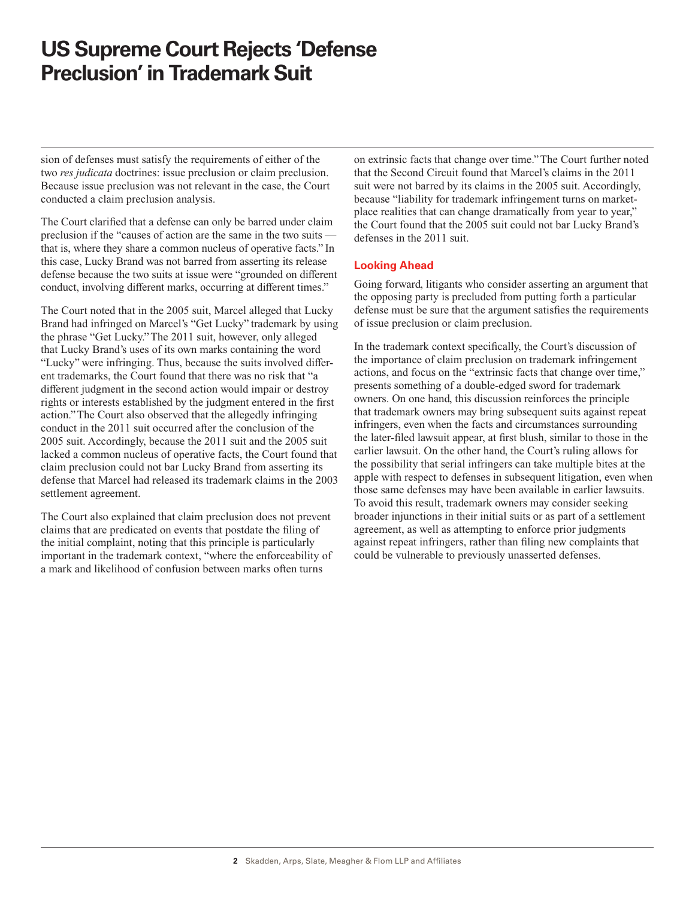sion of defenses must satisfy the requirements of either of the two *res judicata* doctrines: issue preclusion or claim preclusion. Because issue preclusion was not relevant in the case, the Court conducted a claim preclusion analysis.

The Court clarified that a defense can only be barred under claim preclusion if the "causes of action are the same in the two suits — that is, where they share a common nucleus of operative facts." In this case, Lucky Brand was not barred from asserting its release defense because the two suits at issue were "grounded on different conduct, involving different marks, occurring at different times."

The Court noted that in the 2005 suit, Marcel alleged that Lucky Brand had infringed on Marcel's "Get Lucky" trademark by using the phrase "Get Lucky." The 2011 suit, however, only alleged that Lucky Brand's uses of its own marks containing the word "Lucky" were infringing. Thus, because the suits involved different trademarks, the Court found that there was no risk that "a different judgment in the second action would impair or destroy rights or interests established by the judgment entered in the first action." The Court also observed that the allegedly infringing conduct in the 2011 suit occurred after the conclusion of the 2005 suit. Accordingly, because the 2011 suit and the 2005 suit lacked a common nucleus of operative facts, the Court found that claim preclusion could not bar Lucky Brand from asserting its defense that Marcel had released its trademark claims in the 2003 settlement agreement.

The Court also explained that claim preclusion does not prevent claims that are predicated on events that postdate the filing of the initial complaint, noting that this principle is particularly important in the trademark context, "where the enforceability of a mark and likelihood of confusion between marks often turns on extrinsic facts that change over time." The Court further noted that the Second Circuit found that Marcel's claims in the 2011 suit were not barred by its claims in the 2005 suit. Accordingly, because "liability for trademark infringement turns on marketplace realities that can change dramatically from year to year," the Court found that the 2005 suit could not bar Lucky Brand's defenses in the 2011 suit.

## Looking Ahead

Going forward, litigants who consider asserting an argument that the opposing party is precluded from putting forth a particular defense must be sure that the argument satisfies the requirements of issue preclusion or claim preclusion.

In the trademark context specifically, the Court's discussion of the importance of claim preclusion on trademark infringement actions, and focus on the "extrinsic facts that change over time," presents something of a double-edged sword for trademark owners. On one hand, this discussion reinforces the principle that trademark owners may bring subsequent suits against repeat infringers, even when the facts and circumstances surrounding the later-filed lawsuit appear, at first blush, similar to those in the earlier lawsuit. On the other hand, the Court's ruling allows for the possibility that serial infringers can take multiple bites at the apple with respect to defenses in subsequent litigation, even when those same defenses may have been available in earlier lawsuits. To avoid this result, trademark owners may consider seeking broader injunctions in their initial suits or as part of a settlement agreement, as well as attempting to enforce prior judgments against repeat infringers, rather than filing new complaints that could be vulnerable to previously unasserted defenses.